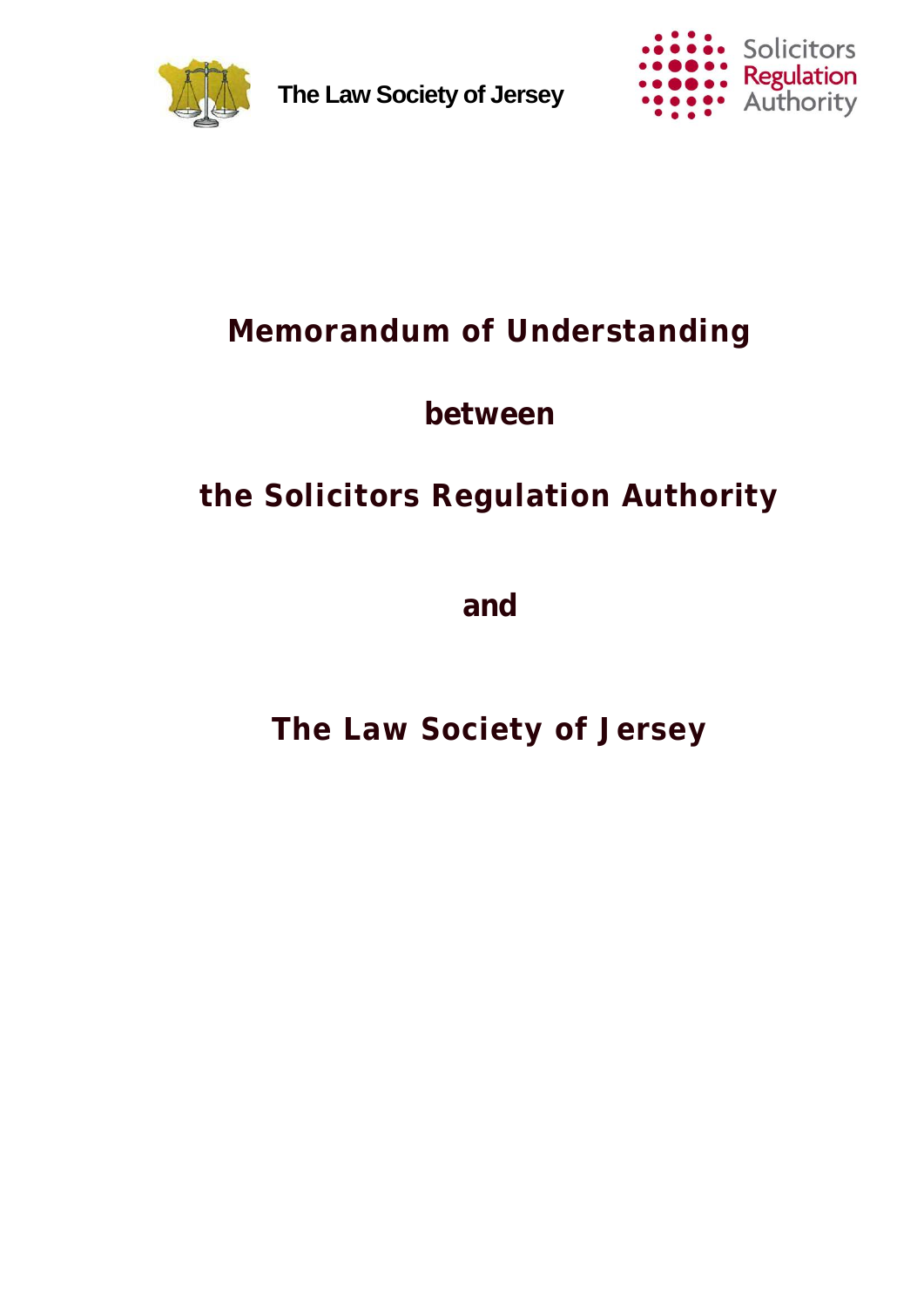The Law Society of Jersey

Solicitors Regulation Authority

# Memorandum of Understanding

## between

## the Solicitors Regulation Authority

## and

## The Law Society of Jersey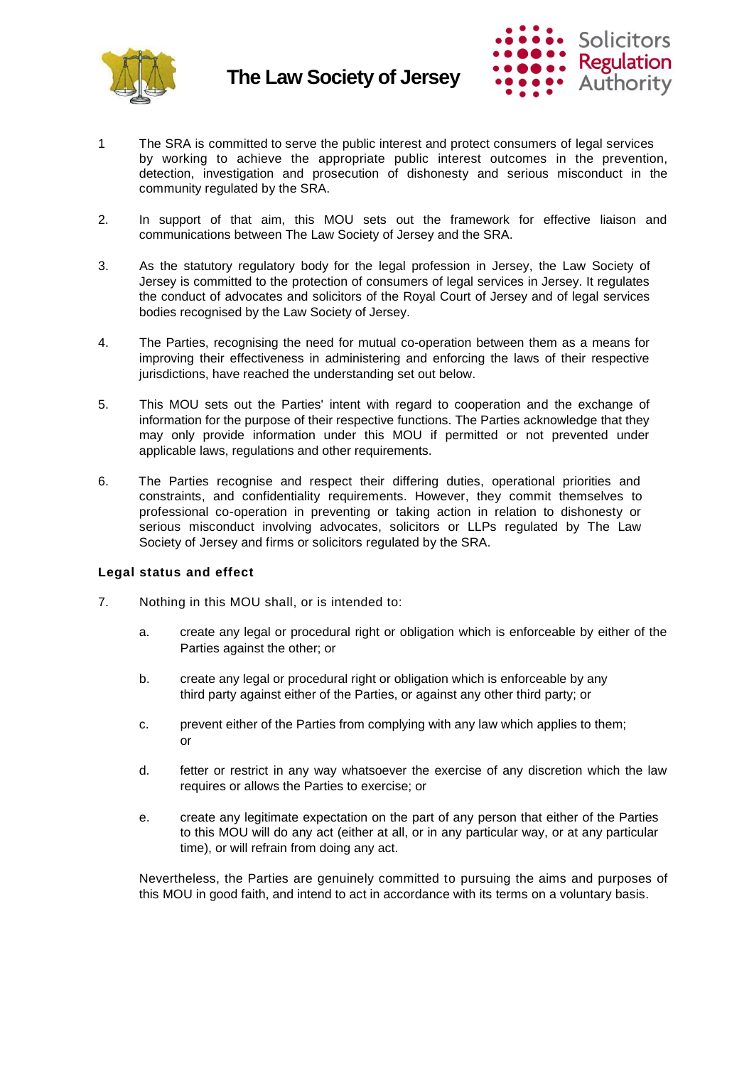1. The SRA is committed to serve the public interest and protect consumers of legal services by working to achieve the appropriate public interest outcomes in the prevention, detection, investigation and prosecution of dishonesty and serious misconduct in the community regulated by the SRA.

2. In support of that aim, this MOU sets out the framework for effective liaison and communications between The Law Society of Jersey and the SRA.

3. As the statutory regulatory body for the legal profession in Jersey, the Law Society of Jersey is committed to the protection of consumers of legal services in Jersey. It regulates the conduct of advocates and solicitors of the Royal Court of Jersey and of legal services bodies recognised by the Law Society of Jersey.

4. The Parties, recognising the need for mutual co-operation between them as a means for improving their effectiveness in administering and enforcing the laws of their respective jurisdictions, have reached the understanding set out below.

5. This MOU sets out the Parties' intent with regard to cooperation and the exchange of information for the purpose of their respective functions. The Parties acknowledge that they may only provide information under this MOU if permitted or not prevented under applicable laws, regulations and other requirements.

6. The Parties recognise and respect their differing duties, operational priorities and constraints, and confidentiality requirements. However, they commit themselves to professional co-operation in preventing or taking action in relation to dishonesty or serious misconduct involving advocates, solicitors or LLPs regulated by The Law Society of Jersey and firms or solicitors regulated by the SRA.

**Legal status and effect**

7. Nothing in this MOU shall, or is intended to:

   a. create any legal or procedural right or obligation which is enforceable by either of the Parties against the other; or

   b. create any legal or procedural right or obligation which is enforceable by any third party against either of the Parties, or against any other third party; or

   c. prevent either of the Parties from complying with any law which applies to them; or

   d. fetter or restrict in any way whatsoever the exercise of any discretion which the law requires or allows the Parties to exercise; or

   e. create any legitimate expectation on the part of any person that either of the Parties to this MOU will do any act (either at all, or in any particular way, or at any particular time), or will refrain from doing any act.

   Nevertheless, the Parties are genuinely committed to pursuing the aims and purposes of this MOU in good faith, and intend to act in accordance with its terms on a voluntary basis.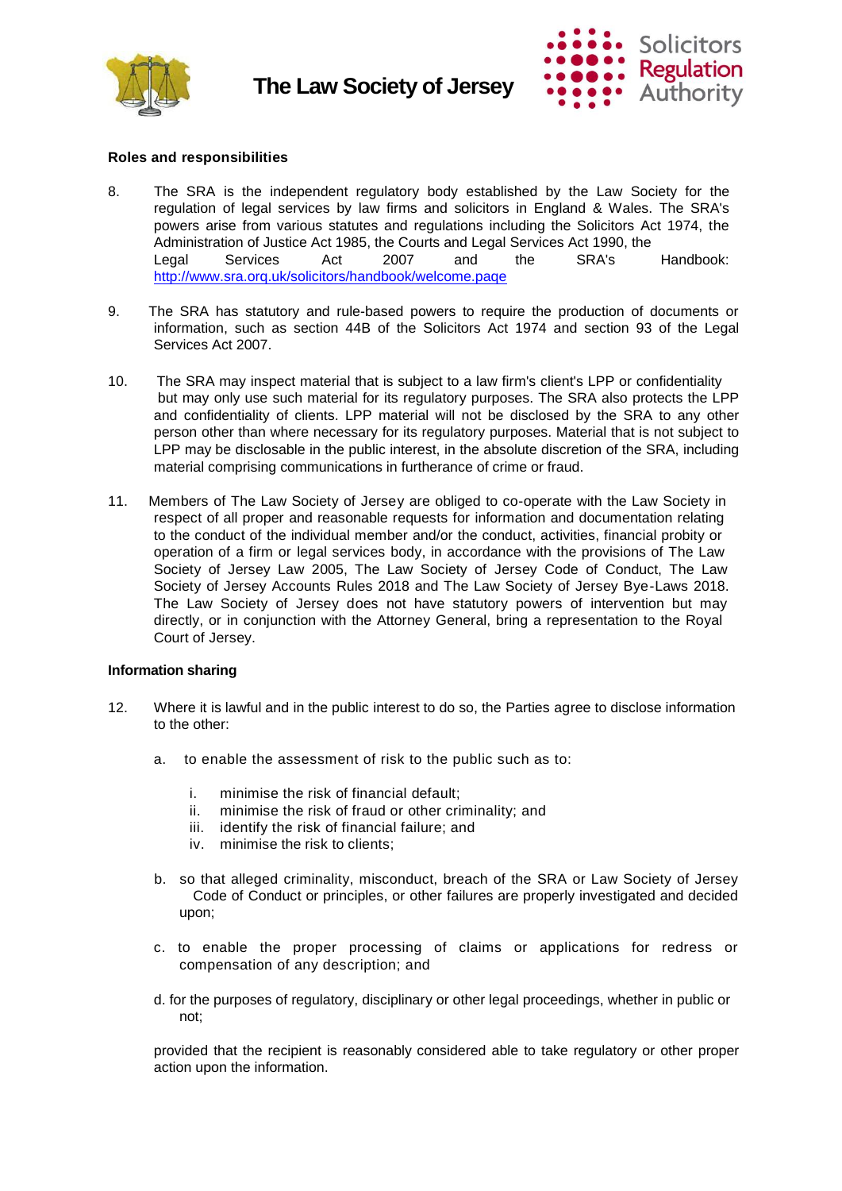**Roles and responsibilities**

8. The SRA is the independent regulatory body established by the Law Society for the regulation of legal services by law firms and solicitors in England & Wales. The SRA's powers arise from various statutes and regulations including the Solicitors Act 1974, the Administration of Justice Act 1985, the Courts and Legal Services Act 1990, the Legal Services Act 2007 and the SRA's Handbook: http://www.sra.org.uk/solicitors/handbook/welcome.page

9. The SRA has statutory and rule-based powers to require the production of documents or information, such as section 44B of the Solicitors Act 1974 and section 93 of the Legal Services Act 2007.

10. The SRA may inspect material that is subject to a law firm's client's LPP or confidentiality but may only use such material for its regulatory purposes. The SRA also protects the LPP and confidentiality of clients. LPP material will not be disclosed by the SRA to any other person other than where necessary for its regulatory purposes. Material that is not subject to LPP may be disclosable in the public interest, in the absolute discretion of the SRA, including material comprising communications in furtherance of crime or fraud.

11. Members of The Law Society of Jersey are obliged to co-operate with the Law Society in respect of all proper and reasonable requests for information and documentation relating to the conduct of the individual member and/or the conduct, activities, financial probity or operation of a firm or legal services body, in accordance with the provisions of The Law Society of Jersey Law 2005, The Law Society of Jersey Code of Conduct, The Law Society of Jersey Accounts Rules 2018 and The Law Society of Jersey Bye-Laws 2018. The Law Society of Jersey does not have statutory powers of intervention but may directly, or in conjunction with the Attorney General, bring a representation to the Royal Court of Jersey.

**Information sharing**

12. Where it is lawful and in the public interest to do so, the Parties agree to disclose information to the other:

    a. to enable the assessment of risk to the public such as to:

        i. minimise the risk of financial default;
        ii. minimise the risk of fraud or other criminality; and
        iii. identify the risk of financial failure; and
        iv. minimise the risk to clients;

    b. so that alleged criminality, misconduct, breach of the SRA or Law Society of Jersey Code of Conduct or principles, or other failures are properly investigated and decided upon;

    c. to enable the proper processing of claims or applications for redress or compensation of any description; and

    d. for the purposes of regulatory, disciplinary or other legal proceedings, whether in public or not;

    provided that the recipient is reasonably considered able to take regulatory or other proper action upon the information.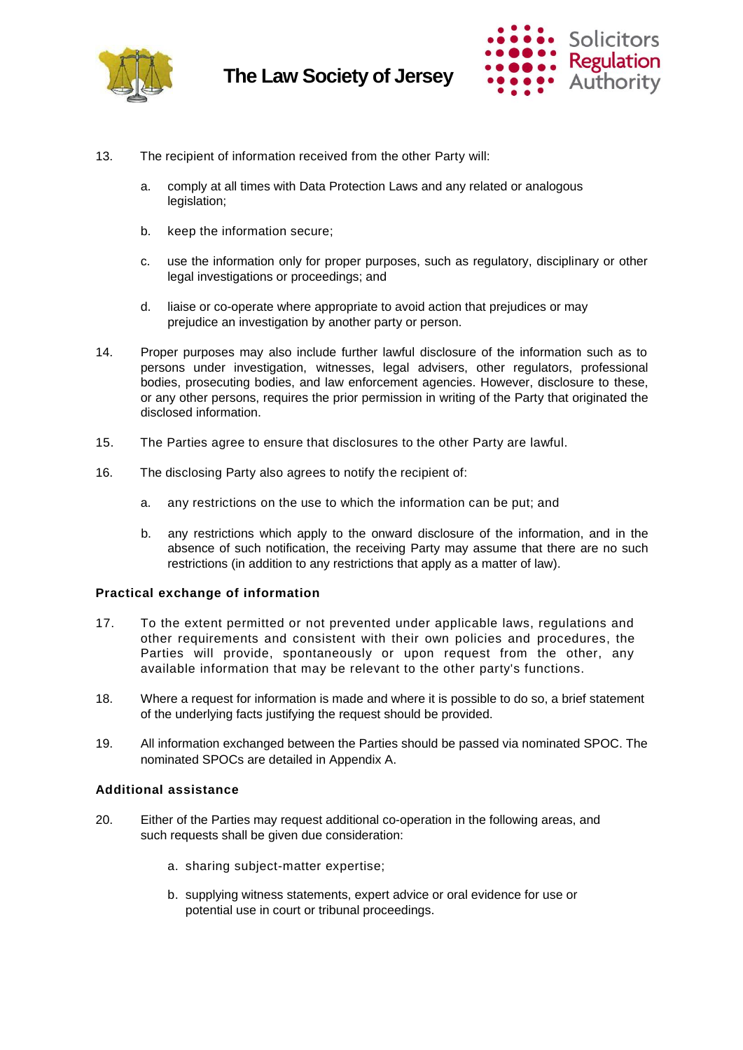13. The recipient of information received from the other Party will:

    a. comply at all times with Data Protection Laws and any related or analogous legislation;

    b. keep the information secure;

    c. use the information only for proper purposes, such as regulatory, disciplinary or other legal investigations or proceedings; and

    d. liaise or co-operate where appropriate to avoid action that prejudices or may prejudice an investigation by another party or person.

14. Proper purposes may also include further lawful disclosure of the information such as to persons under investigation, witnesses, legal advisers, other regulators, professional bodies, prosecuting bodies, and law enforcement agencies. However, disclosure to these, or any other persons, requires the prior permission in writing of the Party that originated the disclosed information.

15. The Parties agree to ensure that disclosures to the other Party are lawful.

16. The disclosing Party also agrees to notify the recipient of:

    a. any restrictions on the use to which the information can be put; and

    b. any restrictions which apply to the onward disclosure of the information, and in the absence of such notification, the receiving Party may assume that there are no such restrictions (in addition to any restrictions that apply as a matter of law).

**Practical exchange of information**

17. To the extent permitted or not prevented under applicable laws, regulations and other requirements and consistent with their own policies and procedures, the Parties will provide, spontaneously or upon request from the other, any available information that may be relevant to the other party's functions.

18. Where a request for information is made and where it is possible to do so, a brief statement of the underlying facts justifying the request should be provided.

19. All information exchanged between the Parties should be passed via nominated SPOC. The nominated SPOCs are detailed in Appendix A.

**Additional assistance**

20. Either of the Parties may request additional co-operation in the following areas, and such requests shall be given due consideration:

    a. sharing subject-matter expertise;

    b. supplying witness statements, expert advice or oral evidence for use or potential use in court or tribunal proceedings.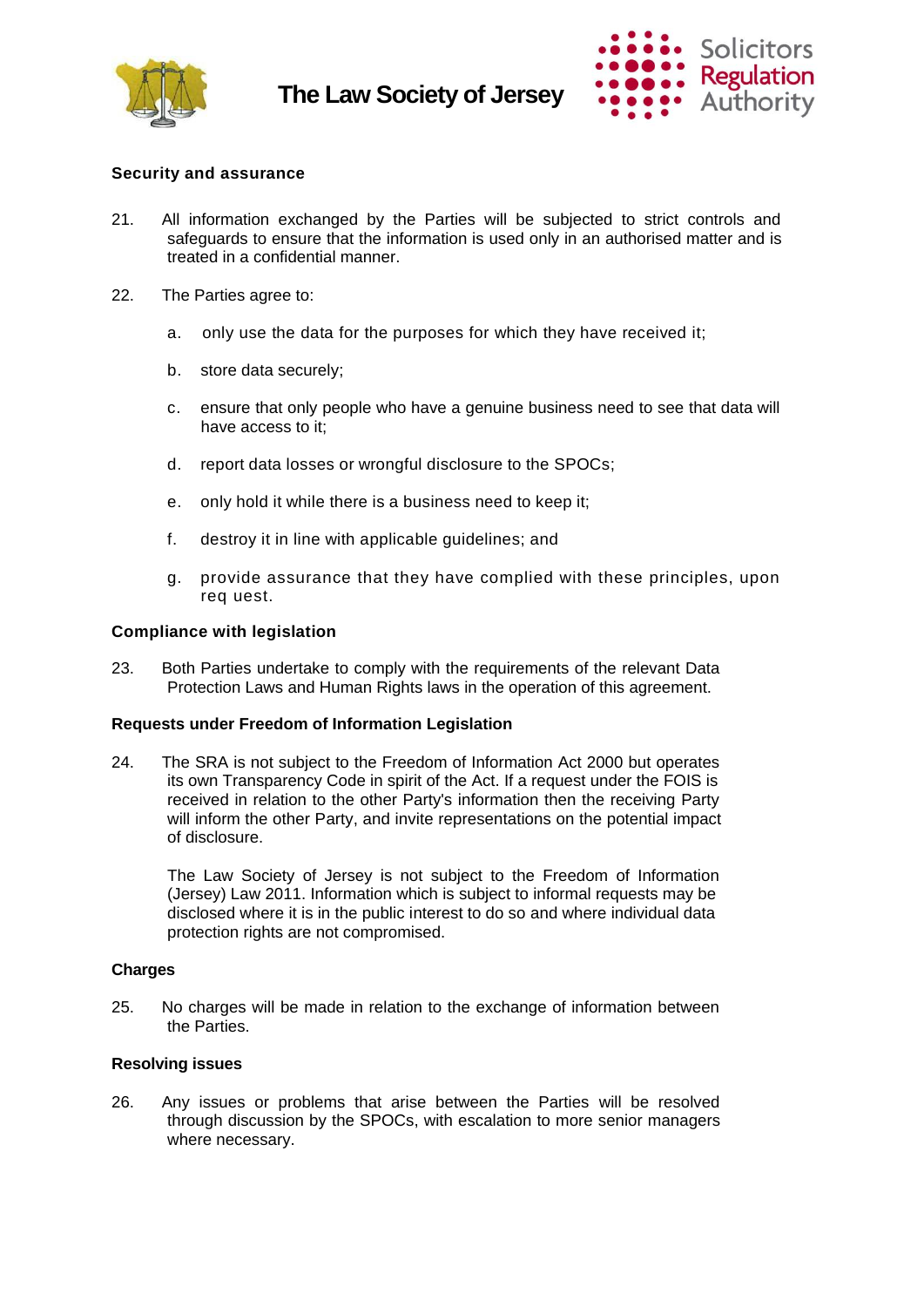**Security and assurance**

21. All information exchanged by the Parties will be subjected to strict controls and safeguards to ensure that the information is used only in an authorised matter and is treated in a confidential manner.

22. The Parties agree to:

    a. only use the data for the purposes for which they have received it;

    b. store data securely;

    c. ensure that only people who have a genuine business need to see that data will have access to it;

    d. report data losses or wrongful disclosure to the SPOCs;

    e. only hold it while there is a business need to keep it;

    f. destroy it in line with applicable guidelines; and

    g. provide assurance that they have complied with these principles, upon req uest.

**Compliance with legislation**

23. Both Parties undertake to comply with the requirements of the relevant Data Protection Laws and Human Rights laws in the operation of this agreement.

**Requests under Freedom of Information Legislation**

24. The SRA is not subject to the Freedom of Information Act 2000 but operates its own Transparency Code in spirit of the Act. If a request under the FOIS is received in relation to the other Party's information then the receiving Party will inform the other Party, and invite representations on the potential impact of disclosure.

    The Law Society of Jersey is not subject to the Freedom of Information (Jersey) Law 2011. Information which is subject to informal requests may be disclosed where it is in the public interest to do so and where individual data protection rights are not compromised.

**Charges**

25. No charges will be made in relation to the exchange of information between the Parties.

**Resolving issues**

26. Any issues or problems that arise between the Parties will be resolved through discussion by the SPOCs, with escalation to more senior managers where necessary.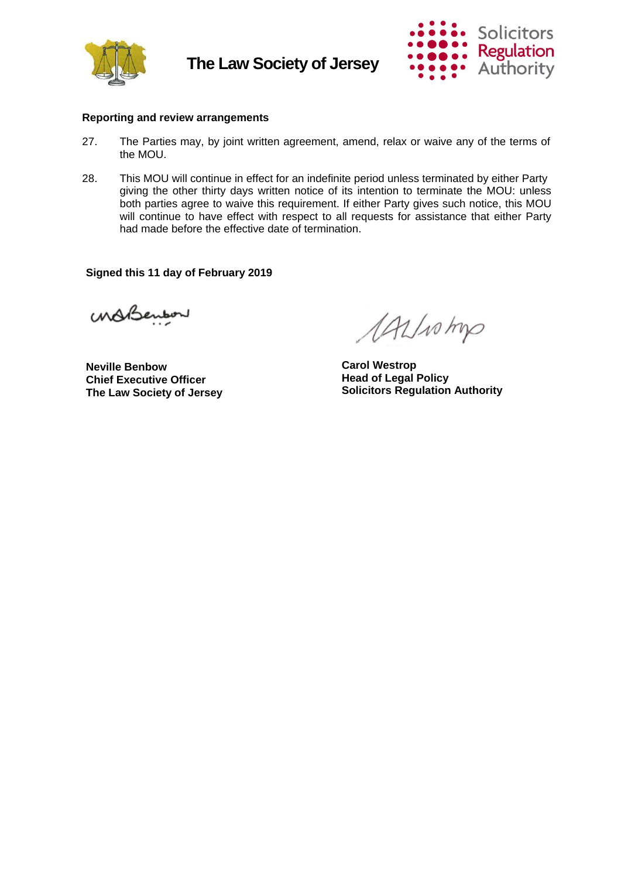**Reporting and review arrangements**

27. The Parties may, by joint written agreement, amend, relax or waive any of the terms of the MOU.

28. This MOU will continue in effect for an indefinite period unless terminated by either Party giving the other thirty days written notice of its intention to terminate the MOU: unless both parties agree to waive this requirement. If either Party gives such notice, this MOU will continue to have effect with respect to all requests for assistance that either Party had made before the effective date of termination.

**Signed this 11 day of February 2019**

**Neville Benbow**
**Chief Executive Officer**
**The Law Society of Jersey**

**Carol Westrop**
**Head of Legal Policy**
**Solicitors Regulation Authority**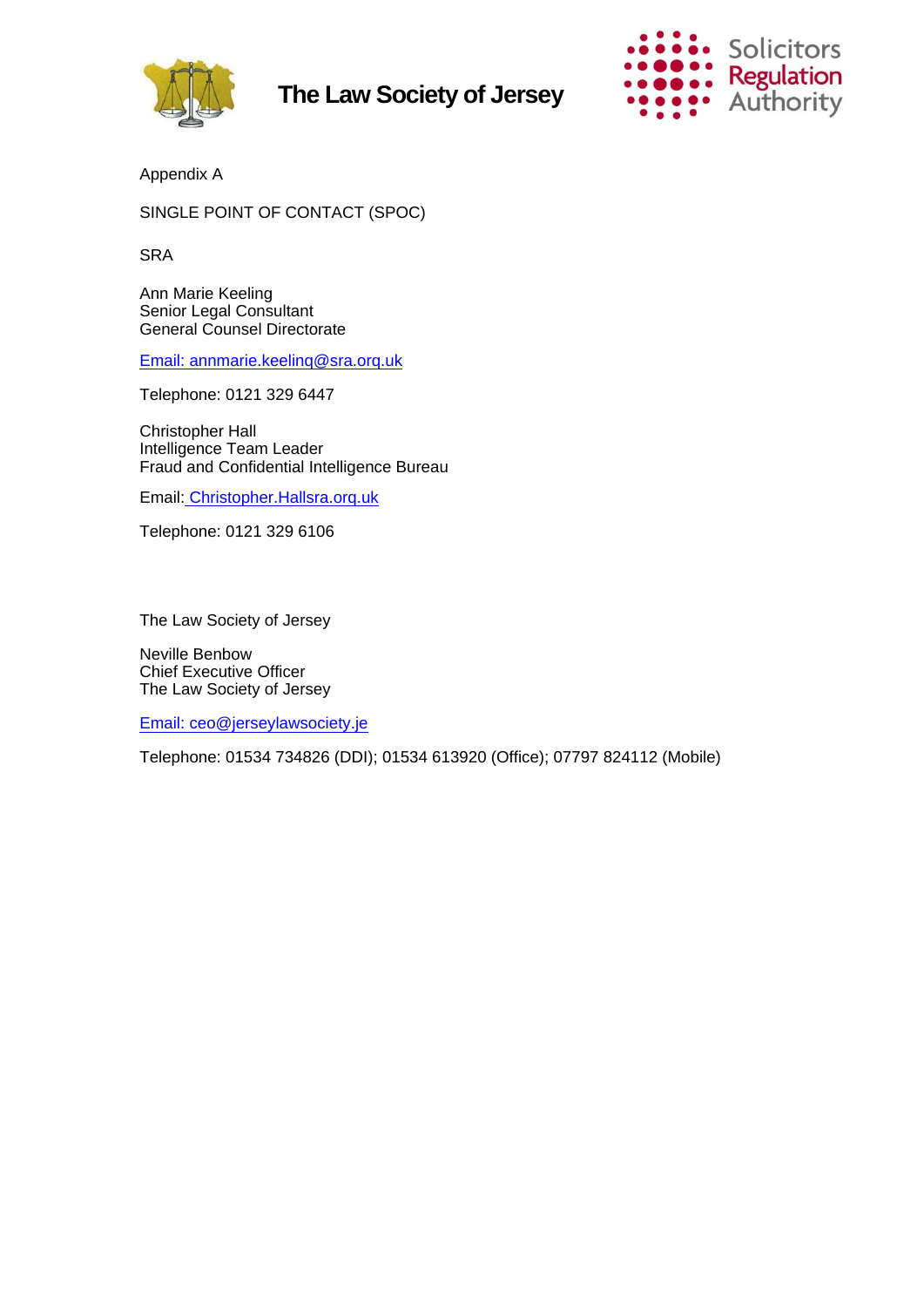**The Law Society of Jersey**

Solicitors Regulation Authority

Appendix A

SINGLE POINT OF CONTACT (SPOC)

SRA

Ann Marie Keeling
Senior Legal Consultant
General Counsel Directorate

Email: annmarie.keelinq@sra.orq.uk

Telephone: 0121 329 6447

Christopher Hall
Intelligence Team Leader
Fraud and Confidential Intelligence Bureau

Email: Christopher.Hallsra.orq.uk

Telephone: 0121 329 6106

The Law Society of Jersey

Neville Benbow
Chief Executive Officer
The Law Society of Jersey

Email: ceo@jerseylawsociety.je

Telephone: 01534 734826 (DDI); 01534 613920 (Office); 07797 824112 (Mobile)